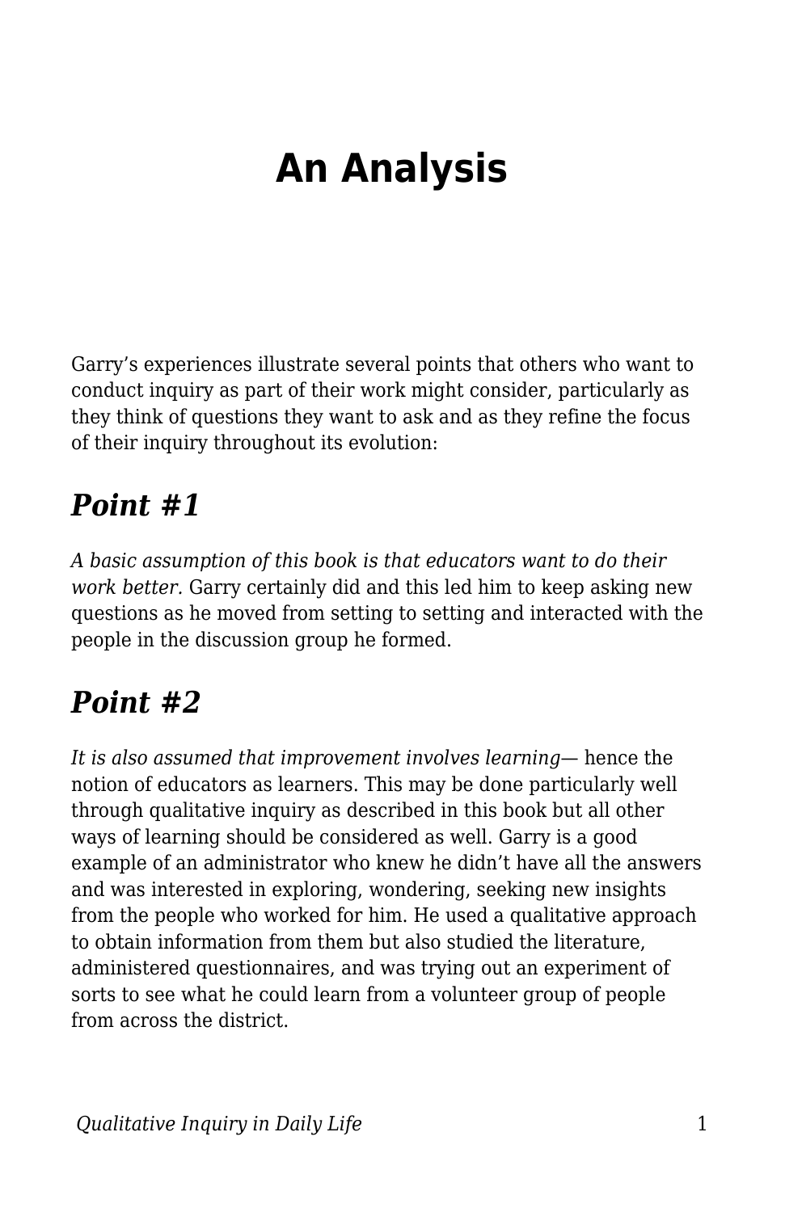# An Analysis

Garry's experiences illustrate several points that others who want to conduct inquiry as part of their work might consider, particularly as they think of questions they want to ask and as they refine the focus of their inquiry throughout its evolution:

## *Point #1*

*A basic assumption of this book is that educators want to do their work better.* Garry certainly did and this led him to keep asking new questions as he moved from setting to setting and interacted with the people in the discussion group he formed.

## *Point #2*

*It is also assumed that improvement involves learning*— hence the notion of educators as learners. This may be done particularly well through qualitative inquiry as described in this book but all other ways of learning should be considered as well. Garry is a good example of an administrator who knew he didn't have all the answers and was interested in exploring, wondering, seeking new insights from the people who worked for him. He used a qualitative approach to obtain information from them but also studied the literature, administered questionnaires, and was trying out an experiment of sorts to see what he could learn from a volunteer group of people from across the district.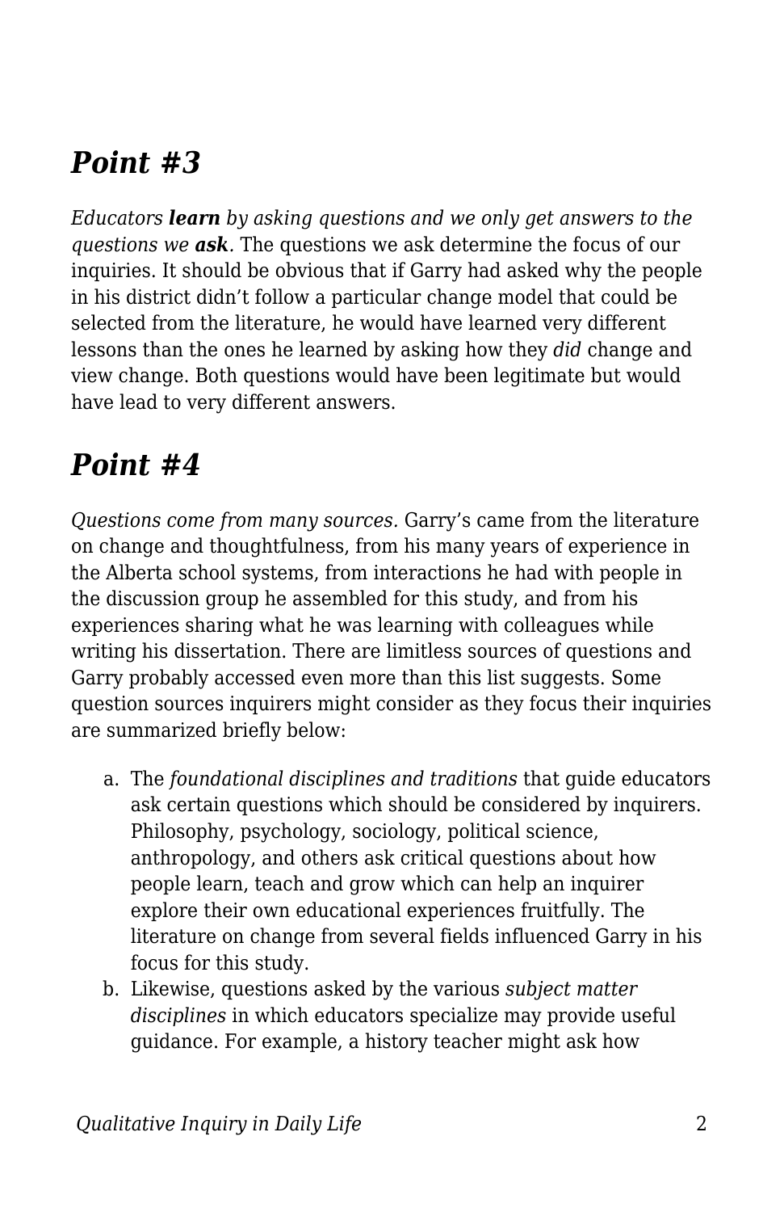## *Point #3*

*Educators **learn** by asking questions and we only get answers to the questions we **ask**.* The questions we ask determine the focus of our inquiries. It should be obvious that if Garry had asked why the people in his district didn't follow a particular change model that could be selected from the literature, he would have learned very different lessons than the ones he learned by asking how they *did* change and view change. Both questions would have been legitimate but would have lead to very different answers.

## *Point #4*

*Questions come from many sources.* Garry's came from the literature on change and thoughtfulness, from his many years of experience in the Alberta school systems, from interactions he had with people in the discussion group he assembled for this study, and from his experiences sharing what he was learning with colleagues while writing his dissertation. There are limitless sources of questions and Garry probably accessed even more than this list suggests. Some question sources inquirers might consider as they focus their inquiries are summarized briefly below:

a. The *foundational disciplines and traditions* that guide educators ask certain questions which should be considered by inquirers. Philosophy, psychology, sociology, political science, anthropology, and others ask critical questions about how people learn, teach and grow which can help an inquirer explore their own educational experiences fruitfully. The literature on change from several fields influenced Garry in his focus for this study.
b. Likewise, questions asked by the various *subject matter disciplines* in which educators specialize may provide useful guidance. For example, a history teacher might ask how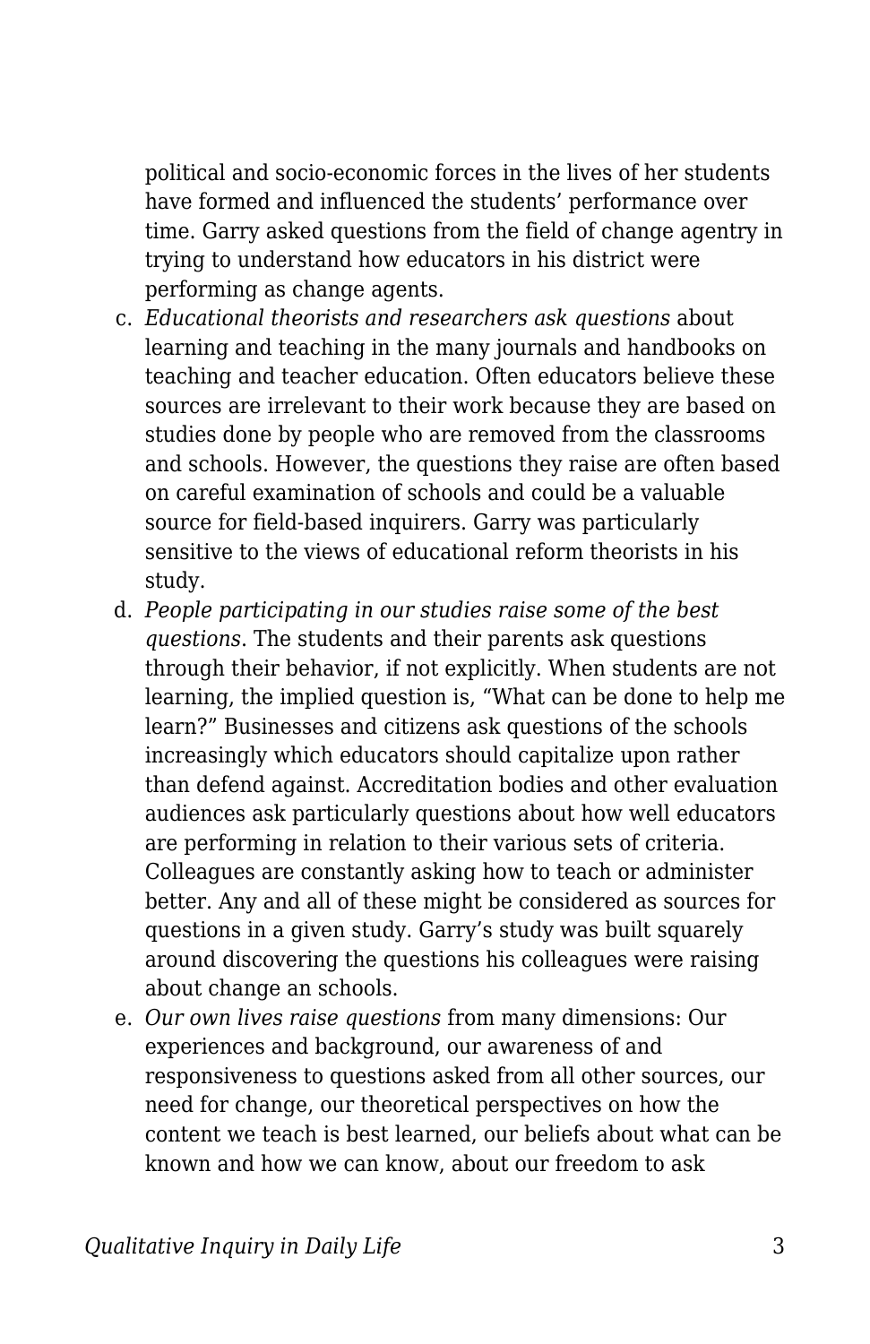political and socio-economic forces in the lives of her students have formed and influenced the students' performance over time. Garry asked questions from the field of change agentry in trying to understand how educators in his district were performing as change agents.

c. *Educational theorists and researchers ask questions* about learning and teaching in the many journals and handbooks on teaching and teacher education. Often educators believe these sources are irrelevant to their work because they are based on studies done by people who are removed from the classrooms and schools. However, the questions they raise are often based on careful examination of schools and could be a valuable source for field-based inquirers. Garry was particularly sensitive to the views of educational reform theorists in his study.
d. *People participating in our studies raise some of the best questions*. The students and their parents ask questions through their behavior, if not explicitly. When students are not learning, the implied question is, "What can be done to help me learn?" Businesses and citizens ask questions of the schools increasingly which educators should capitalize upon rather than defend against. Accreditation bodies and other evaluation audiences ask particularly questions about how well educators are performing in relation to their various sets of criteria. Colleagues are constantly asking how to teach or administer better. Any and all of these might be considered as sources for questions in a given study. Garry's study was built squarely around discovering the questions his colleagues were raising about change an schools.
e. *Our own lives raise questions* from many dimensions: Our experiences and background, our awareness of and responsiveness to questions asked from all other sources, our need for change, our theoretical perspectives on how the content we teach is best learned, our beliefs about what can be known and how we can know, about our freedom to ask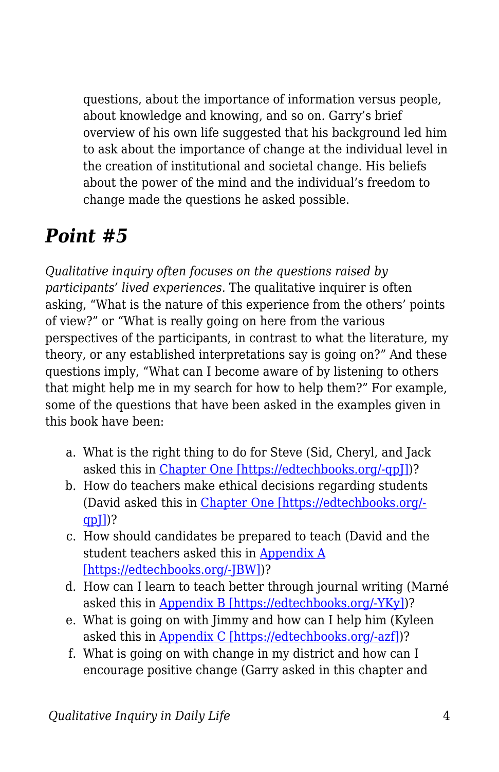questions, about the importance of information versus people, about knowledge and knowing, and so on. Garry's brief overview of his own life suggested that his background led him to ask about the importance of change at the individual level in the creation of institutional and societal change. His beliefs about the power of the mind and the individual's freedom to change made the questions he asked possible.

## *Point #5*

*Qualitative inquiry often focuses on the questions raised by participants' lived experiences.* The qualitative inquirer is often asking, "What is the nature of this experience from the others' points of view?" or "What is really going on here from the various perspectives of the participants, in contrast to what the literature, my theory, or any established interpretations say is going on?" And these questions imply, "What can I become aware of by listening to others that might help me in my search for how to help them?" For example, some of the questions that have been asked in the examples given in this book have been:

a. What is the right thing to do for Steve (Sid, Cheryl, and Jack asked this in [Chapter One [https://edtechbooks.org/-qpJ]](https://edtechbooks.org/-qpJ))?
b. How do teachers make ethical decisions regarding students (David asked this in [Chapter One [https://edtechbooks.org/-qpJ]](https://edtechbooks.org/-qpJ))?
c. How should candidates be prepared to teach (David and the student teachers asked this in [Appendix A [https://edtechbooks.org/-JBW]](https://edtechbooks.org/-JBW))?
d. How can I learn to teach better through journal writing (Marné asked this in [Appendix B [https://edtechbooks.org/-YKy]](https://edtechbooks.org/-YKy))?
e. What is going on with Jimmy and how can I help him (Kyleen asked this in [Appendix C [https://edtechbooks.org/-azf]](https://edtechbooks.org/-azf))?
f. What is going on with change in my district and how can I encourage positive change (Garry asked in this chapter and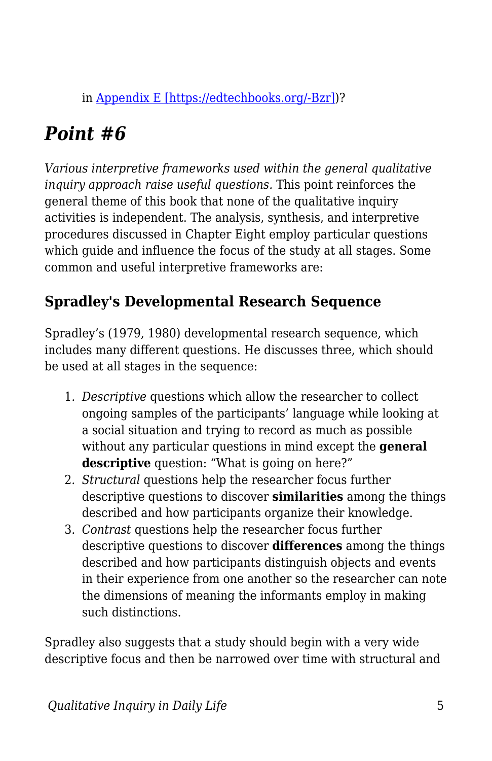in [Appendix E [https://edtechbooks.org/-Bzr]](https://edtechbooks.org/-Bzr))?

## *Point #6*

*Various interpretive frameworks used within the general qualitative inquiry approach raise useful questions.* This point reinforces the general theme of this book that none of the qualitative inquiry activities is independent. The analysis, synthesis, and interpretive procedures discussed in Chapter Eight employ particular questions which guide and influence the focus of the study at all stages. Some common and useful interpretive frameworks are:

### Spradley's Developmental Research Sequence

Spradley’s (1979, 1980) developmental research sequence, which includes many different questions. He discusses three, which should be used at all stages in the sequence:

1. *Descriptive* questions which allow the researcher to collect ongoing samples of the participants’ language while looking at a social situation and trying to record as much as possible without any particular questions in mind except the **general descriptive** question: “What is going on here?”
2. *Structural* questions help the researcher focus further descriptive questions to discover **similarities** among the things described and how participants organize their knowledge.
3. *Contrast* questions help the researcher focus further descriptive questions to discover **differences** among the things described and how participants distinguish objects and events in their experience from one another so the researcher can note the dimensions of meaning the informants employ in making such distinctions.

Spradley also suggests that a study should begin with a very wide descriptive focus and then be narrowed over time with structural and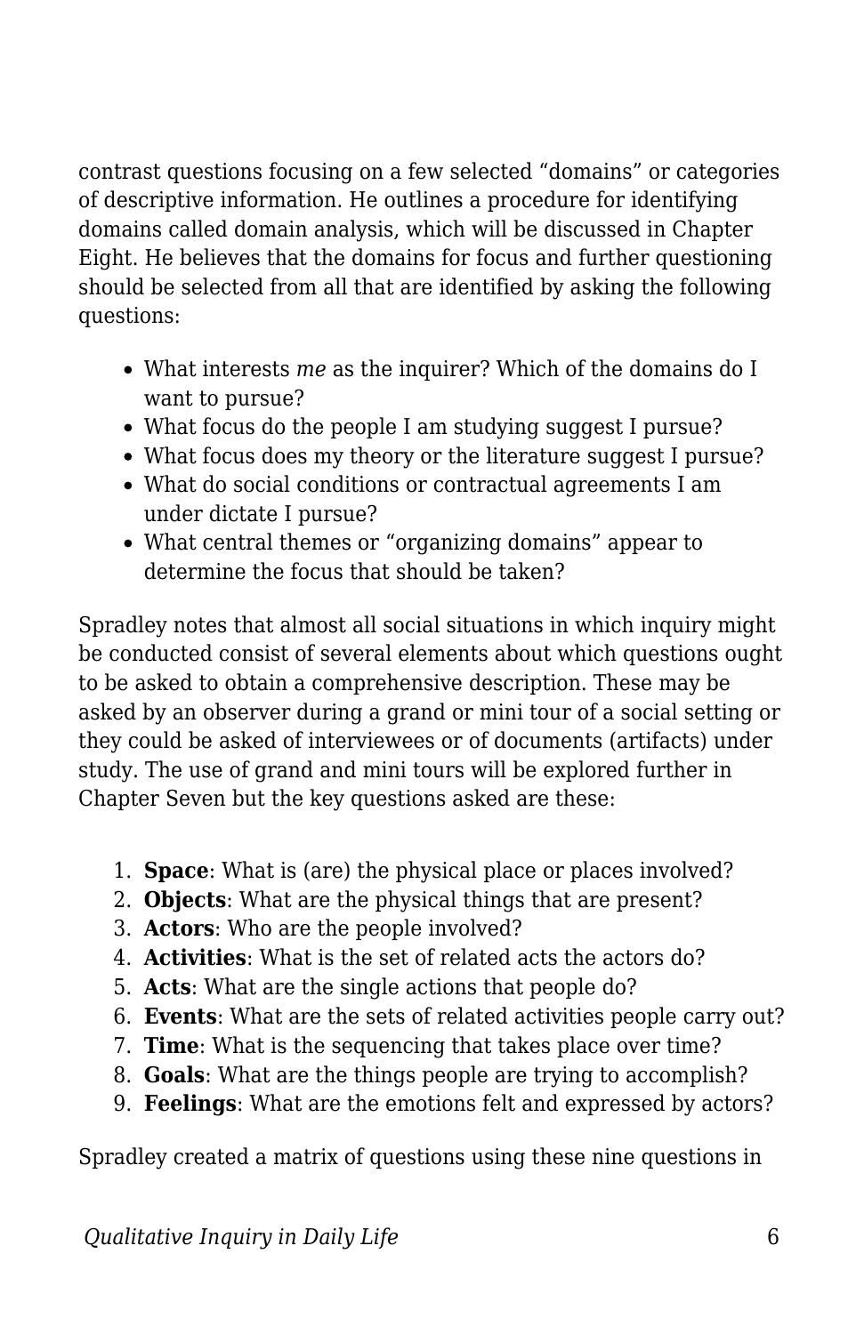contrast questions focusing on a few selected "domains" or categories of descriptive information. He outlines a procedure for identifying domains called domain analysis, which will be discussed in Chapter Eight. He believes that the domains for focus and further questioning should be selected from all that are identified by asking the following questions:

- What interests *me* as the inquirer? Which of the domains do I want to pursue?
- What focus do the people I am studying suggest I pursue?
- What focus does my theory or the literature suggest I pursue?
- What do social conditions or contractual agreements I am under dictate I pursue?
- What central themes or "organizing domains" appear to determine the focus that should be taken?

Spradley notes that almost all social situations in which inquiry might be conducted consist of several elements about which questions ought to be asked to obtain a comprehensive description. These may be asked by an observer during a grand or mini tour of a social setting or they could be asked of interviewees or of documents (artifacts) under study. The use of grand and mini tours will be explored further in Chapter Seven but the key questions asked are these:

1. **Space**: What is (are) the physical place or places involved?
2. **Objects**: What are the physical things that are present?
3. **Actors**: Who are the people involved?
4. **Activities**: What is the set of related acts the actors do?
5. **Acts**: What are the single actions that people do?
6. **Events**: What are the sets of related activities people carry out?
7. **Time**: What is the sequencing that takes place over time?
8. **Goals**: What are the things people are trying to accomplish?
9. **Feelings**: What are the emotions felt and expressed by actors?

Spradley created a matrix of questions using these nine questions in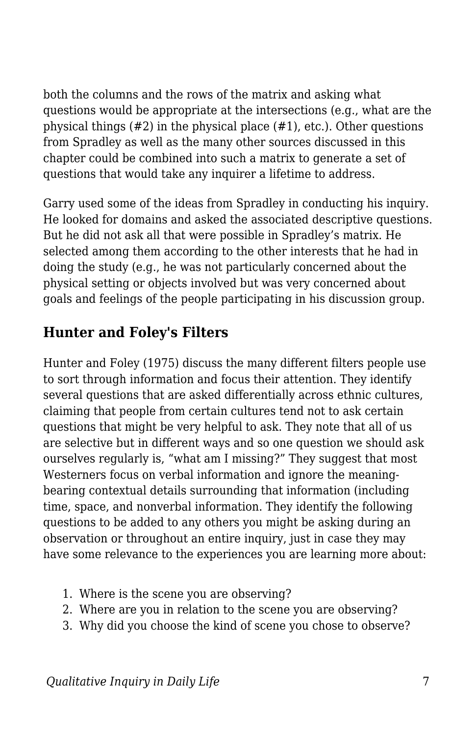both the columns and the rows of the matrix and asking what questions would be appropriate at the intersections (e.g., what are the physical things (#2) in the physical place (#1), etc.). Other questions from Spradley as well as the many other sources discussed in this chapter could be combined into such a matrix to generate a set of questions that would take any inquirer a lifetime to address.

Garry used some of the ideas from Spradley in conducting his inquiry. He looked for domains and asked the associated descriptive questions. But he did not ask all that were possible in Spradley's matrix. He selected among them according to the other interests that he had in doing the study (e.g., he was not particularly concerned about the physical setting or objects involved but was very concerned about goals and feelings of the people participating in his discussion group.

## Hunter and Foley's Filters

Hunter and Foley (1975) discuss the many different filters people use to sort through information and focus their attention. They identify several questions that are asked differentially across ethnic cultures, claiming that people from certain cultures tend not to ask certain questions that might be very helpful to ask. They note that all of us are selective but in different ways and so one question we should ask ourselves regularly is, "what am I missing?" They suggest that most Westerners focus on verbal information and ignore the meaning-bearing contextual details surrounding that information (including time, space, and nonverbal information. They identify the following questions to be added to any others you might be asking during an observation or throughout an entire inquiry, just in case they may have some relevance to the experiences you are learning more about:

1. Where is the scene you are observing?
2. Where are you in relation to the scene you are observing?
3. Why did you choose the kind of scene you chose to observe?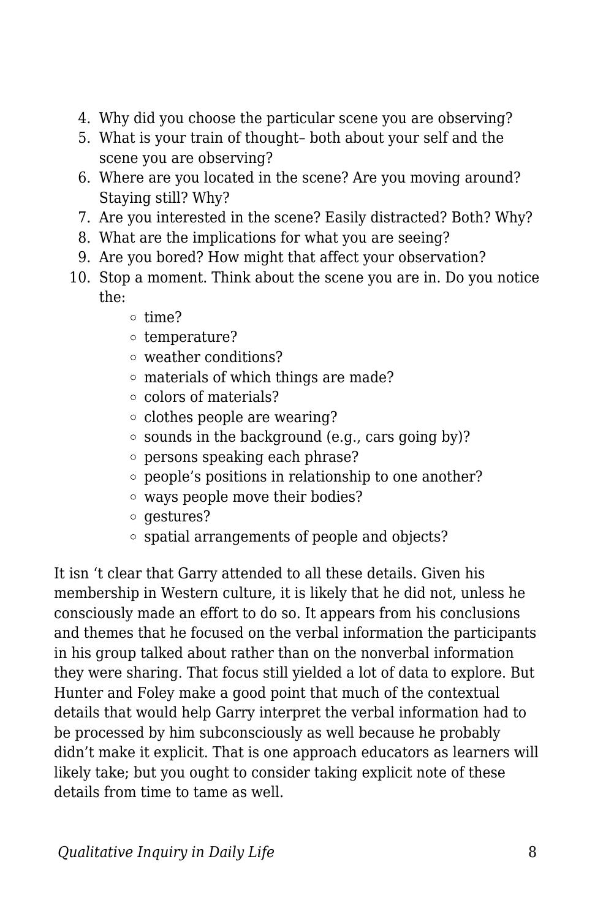4. Why did you choose the particular scene you are observing?
5. What is your train of thought– both about your self and the scene you are observing?
6. Where are you located in the scene? Are you moving around? Staying still? Why?
7. Are you interested in the scene? Easily distracted? Both? Why?
8. What are the implications for what you are seeing?
9. Are you bored? How might that affect your observation?
10. Stop a moment. Think about the scene you are in. Do you notice the:
    - time?
    - temperature?
    - weather conditions?
    - materials of which things are made?
    - colors of materials?
    - clothes people are wearing?
    - sounds in the background (e.g., cars going by)?
    - persons speaking each phrase?
    - people's positions in relationship to one another?
    - ways people move their bodies?
    - gestures?
    - spatial arrangements of people and objects?

It isn 't clear that Garry attended to all these details. Given his membership in Western culture, it is likely that he did not, unless he consciously made an effort to do so. It appears from his conclusions and themes that he focused on the verbal information the participants in his group talked about rather than on the nonverbal information they were sharing. That focus still yielded a lot of data to explore. But Hunter and Foley make a good point that much of the contextual details that would help Garry interpret the verbal information had to be processed by him subconsciously as well because he probably didn't make it explicit. That is one approach educators as learners will likely take; but you ought to consider taking explicit note of these details from time to tame as well.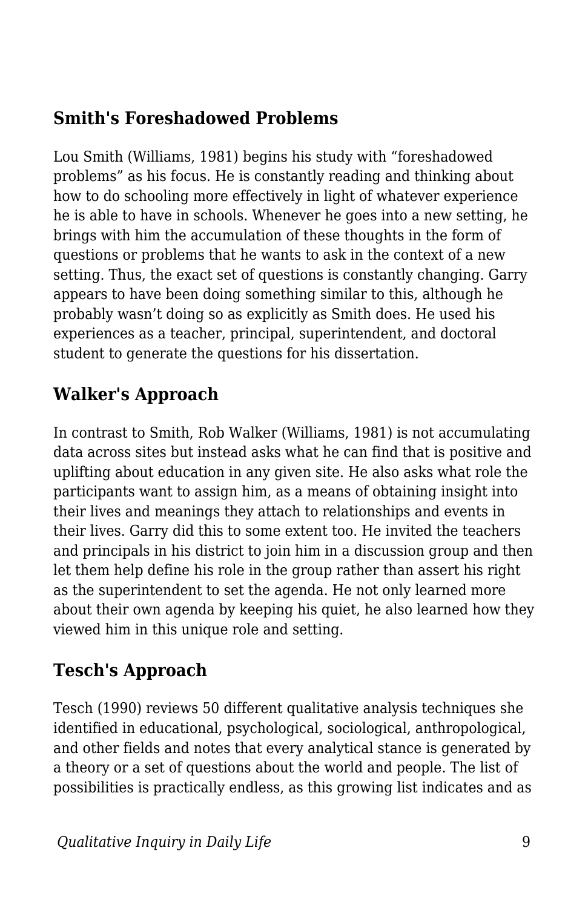## Smith's Foreshadowed Problems

Lou Smith (Williams, 1981) begins his study with "foreshadowed problems" as his focus. He is constantly reading and thinking about how to do schooling more effectively in light of whatever experience he is able to have in schools. Whenever he goes into a new setting, he brings with him the accumulation of these thoughts in the form of questions or problems that he wants to ask in the context of a new setting. Thus, the exact set of questions is constantly changing. Garry appears to have been doing something similar to this, although he probably wasn't doing so as explicitly as Smith does. He used his experiences as a teacher, principal, superintendent, and doctoral student to generate the questions for his dissertation.

## Walker's Approach

In contrast to Smith, Rob Walker (Williams, 1981) is not accumulating data across sites but instead asks what he can find that is positive and uplifting about education in any given site. He also asks what role the participants want to assign him, as a means of obtaining insight into their lives and meanings they attach to relationships and events in their lives. Garry did this to some extent too. He invited the teachers and principals in his district to join him in a discussion group and then let them help define his role in the group rather than assert his right as the superintendent to set the agenda. He not only learned more about their own agenda by keeping his quiet, he also learned how they viewed him in this unique role and setting.

## Tesch's Approach

Tesch (1990) reviews 50 different qualitative analysis techniques she identified in educational, psychological, sociological, anthropological, and other fields and notes that every analytical stance is generated by a theory or a set of questions about the world and people. The list of possibilities is practically endless, as this growing list indicates and as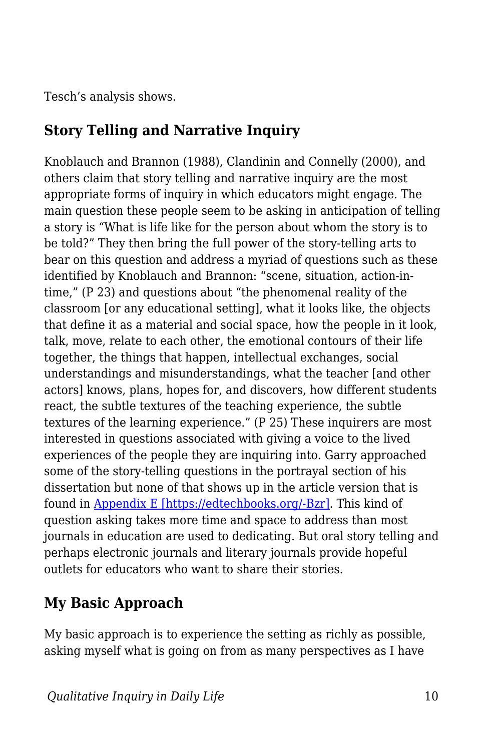Tesch's analysis shows.

## Story Telling and Narrative Inquiry

Knoblauch and Brannon (1988), Clandinin and Connelly (2000), and others claim that story telling and narrative inquiry are the most appropriate forms of inquiry in which educators might engage. The main question these people seem to be asking in anticipation of telling a story is "What is life like for the person about whom the story is to be told?" They then bring the full power of the story-telling arts to bear on this question and address a myriad of questions such as these identified by Knoblauch and Brannon: "scene, situation, action-in-time," (P 23) and questions about "the phenomenal reality of the classroom [or any educational setting], what it looks like, the objects that define it as a material and social space, how the people in it look, talk, move, relate to each other, the emotional contours of their life together, the things that happen, intellectual exchanges, social understandings and misunderstandings, what the teacher [and other actors] knows, plans, hopes for, and discovers, how different students react, the subtle textures of the teaching experience, the subtle textures of the learning experience." (P 25) These inquirers are most interested in questions associated with giving a voice to the lived experiences of the people they are inquiring into. Garry approached some of the story-telling questions in the portrayal section of his dissertation but none of that shows up in the article version that is found in [Appendix E [https://edtechbooks.org/-Bzr]](https://edtechbooks.org/-Bzr). This kind of question asking takes more time and space to address than most journals in education are used to dedicating. But oral story telling and perhaps electronic journals and literary journals provide hopeful outlets for educators who want to share their stories.

## My Basic Approach

My basic approach is to experience the setting as richly as possible, asking myself what is going on from as many perspectives as I have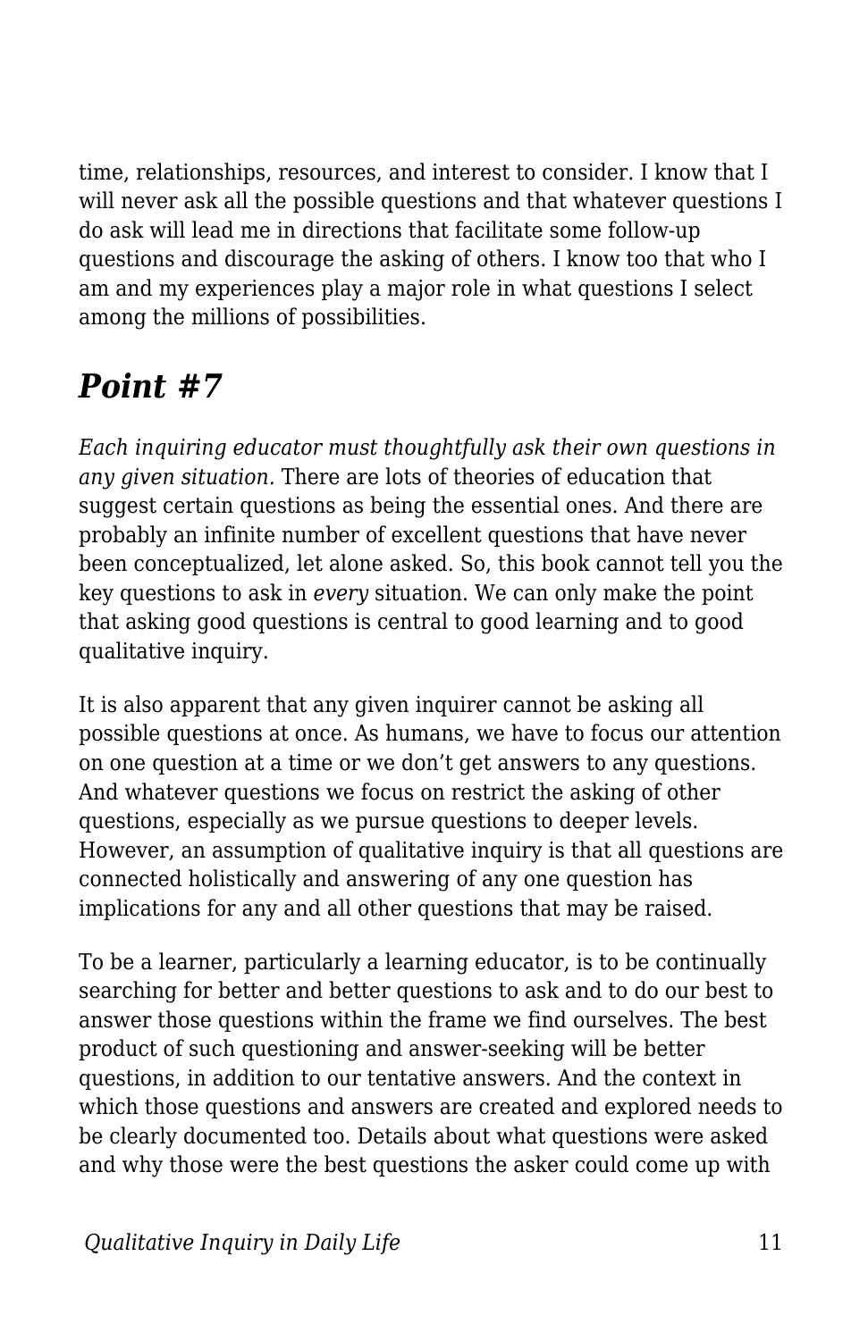time, relationships, resources, and interest to consider. I know that I will never ask all the possible questions and that whatever questions I do ask will lead me in directions that facilitate some follow-up questions and discourage the asking of others. I know too that who I am and my experiences play a major role in what questions I select among the millions of possibilities.

## *Point #7*

*Each inquiring educator must thoughtfully ask their own questions in any given situation.* There are lots of theories of education that suggest certain questions as being the essential ones. And there are probably an infinite number of excellent questions that have never been conceptualized, let alone asked. So, this book cannot tell you the key questions to ask in *every* situation. We can only make the point that asking good questions is central to good learning and to good qualitative inquiry.

It is also apparent that any given inquirer cannot be asking all possible questions at once. As humans, we have to focus our attention on one question at a time or we don't get answers to any questions. And whatever questions we focus on restrict the asking of other questions, especially as we pursue questions to deeper levels. However, an assumption of qualitative inquiry is that all questions are connected holistically and answering of any one question has implications for any and all other questions that may be raised.

To be a learner, particularly a learning educator, is to be continually searching for better and better questions to ask and to do our best to answer those questions within the frame we find ourselves. The best product of such questioning and answer-seeking will be better questions, in addition to our tentative answers. And the context in which those questions and answers are created and explored needs to be clearly documented too. Details about what questions were asked and why those were the best questions the asker could come up with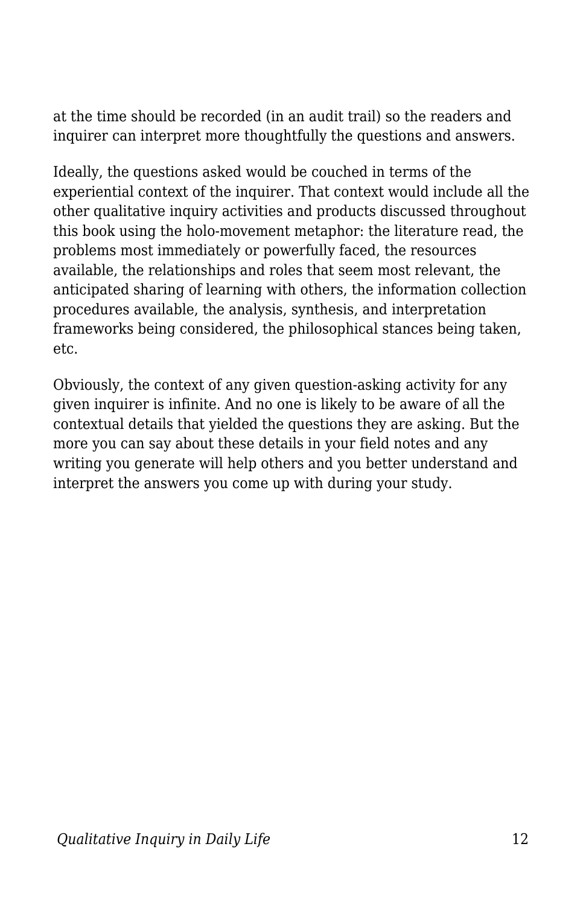at the time should be recorded (in an audit trail) so the readers and inquirer can interpret more thoughtfully the questions and answers.

Ideally, the questions asked would be couched in terms of the experiential context of the inquirer. That context would include all the other qualitative inquiry activities and products discussed throughout this book using the holo-movement metaphor: the literature read, the problems most immediately or powerfully faced, the resources available, the relationships and roles that seem most relevant, the anticipated sharing of learning with others, the information collection procedures available, the analysis, synthesis, and interpretation frameworks being considered, the philosophical stances being taken, etc.

Obviously, the context of any given question-asking activity for any given inquirer is infinite. And no one is likely to be aware of all the contextual details that yielded the questions they are asking. But the more you can say about these details in your field notes and any writing you generate will help others and you better understand and interpret the answers you come up with during your study.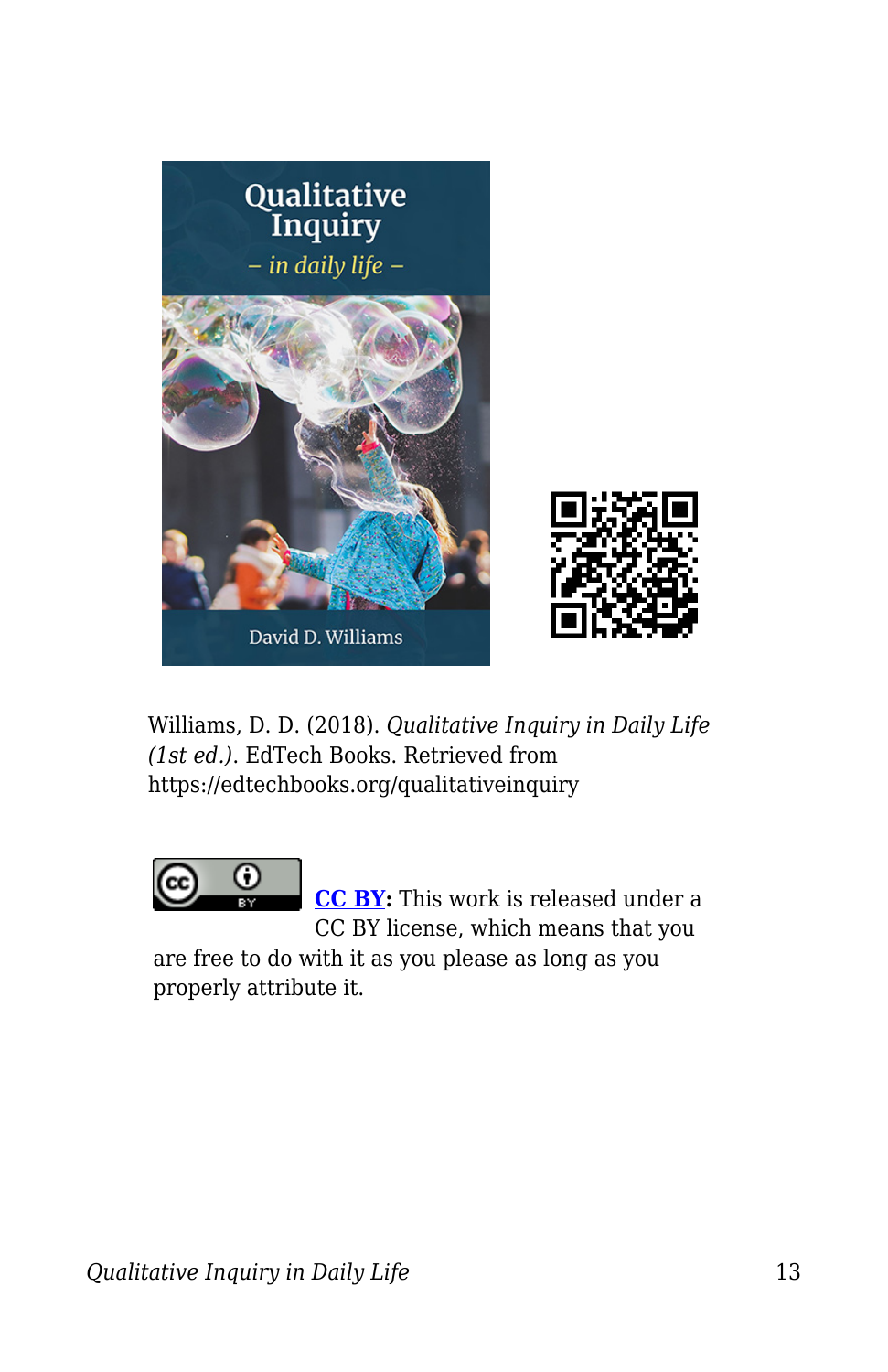Williams, D. D. (2018). *Qualitative Inquiry in Daily Life (1st ed.)*. EdTech Books. Retrieved from https://edtechbooks.org/qualitativeinquiry

**CC BY:** This work is released under a CC BY license, which means that you are free to do with it as you please as long as you properly attribute it.